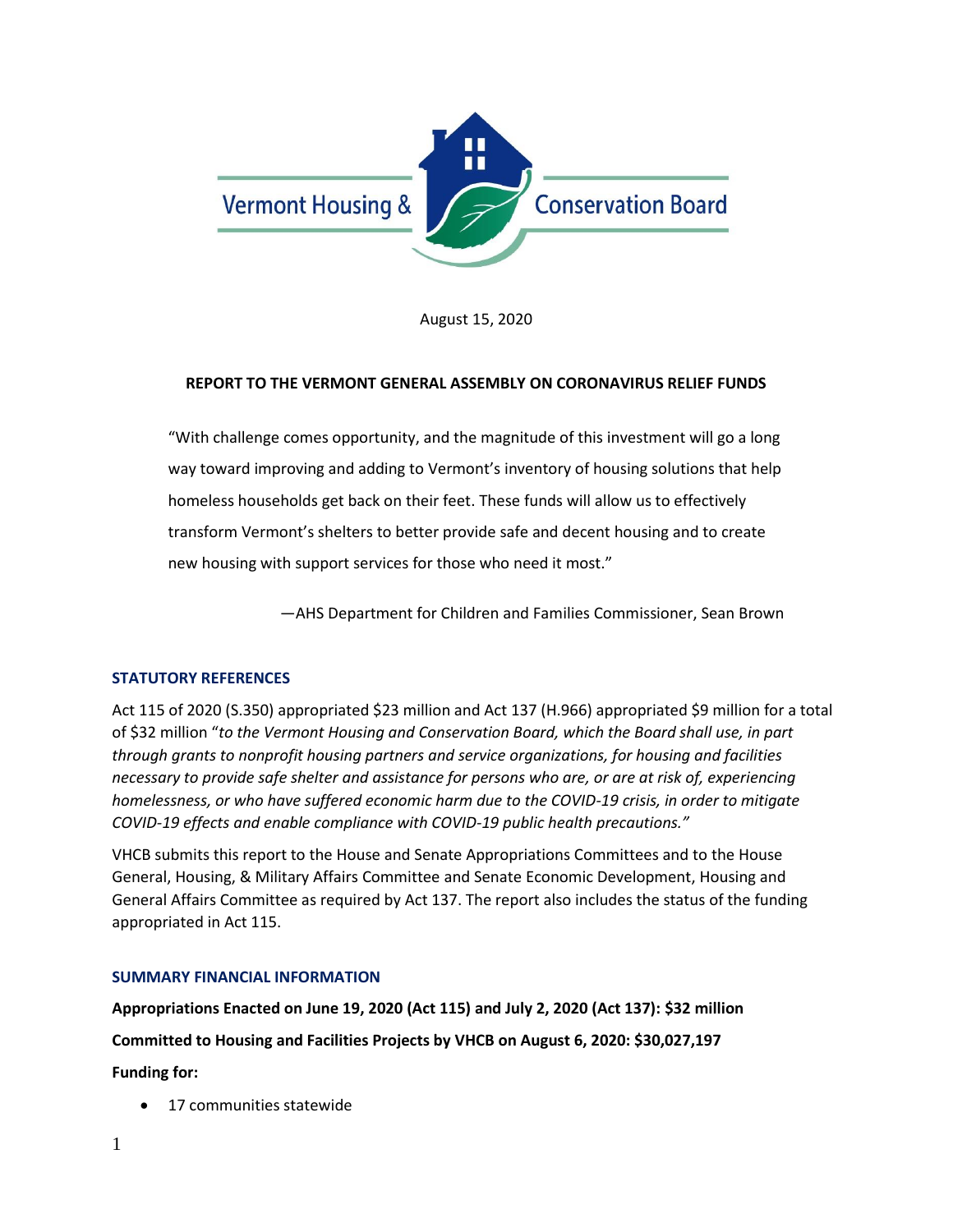Vermont Housing & Conservation Board

August 15, 2020

**REPORT TO THE VERMONT GENERAL ASSEMBLY ON CORONAVIRUS RELIEF FUNDS**

> "With challenge comes opportunity, and the magnitude of this investment will go a long way toward improving and adding to Vermont's inventory of housing solutions that help homeless households get back on their feet. These funds will allow us to effectively transform Vermont's shelters to better provide safe and decent housing and to create new housing with support services for those who need it most."
>
> —AHS Department for Children and Families Commissioner, Sean Brown

## STATUTORY REFERENCES

Act 115 of 2020 (S.350) appropriated $23 million and Act 137 (H.966) appropriated $9 million for a total of $32 million "*to the Vermont Housing and Conservation Board, which the Board shall use, in part through grants to nonprofit housing partners and service organizations, for housing and facilities necessary to provide safe shelter and assistance for persons who are, or are at risk of, experiencing homelessness, or who have suffered economic harm due to the COVID-19 crisis, in order to mitigate COVID-19 effects and enable compliance with COVID-19 public health precautions.*"

VHCB submits this report to the House and Senate Appropriations Committees and to the House General, Housing, & Military Affairs Committee and Senate Economic Development, Housing and General Affairs Committee as required by Act 137. The report also includes the status of the funding appropriated in Act 115.

## SUMMARY FINANCIAL INFORMATION

**Appropriations Enacted on June 19, 2020 (Act 115) and July 2, 2020 (Act 137): $32 million**

**Committed to Housing and Facilities Projects by VHCB on August 6, 2020: $30,027,197**

**Funding for:**

- 17 communities statewide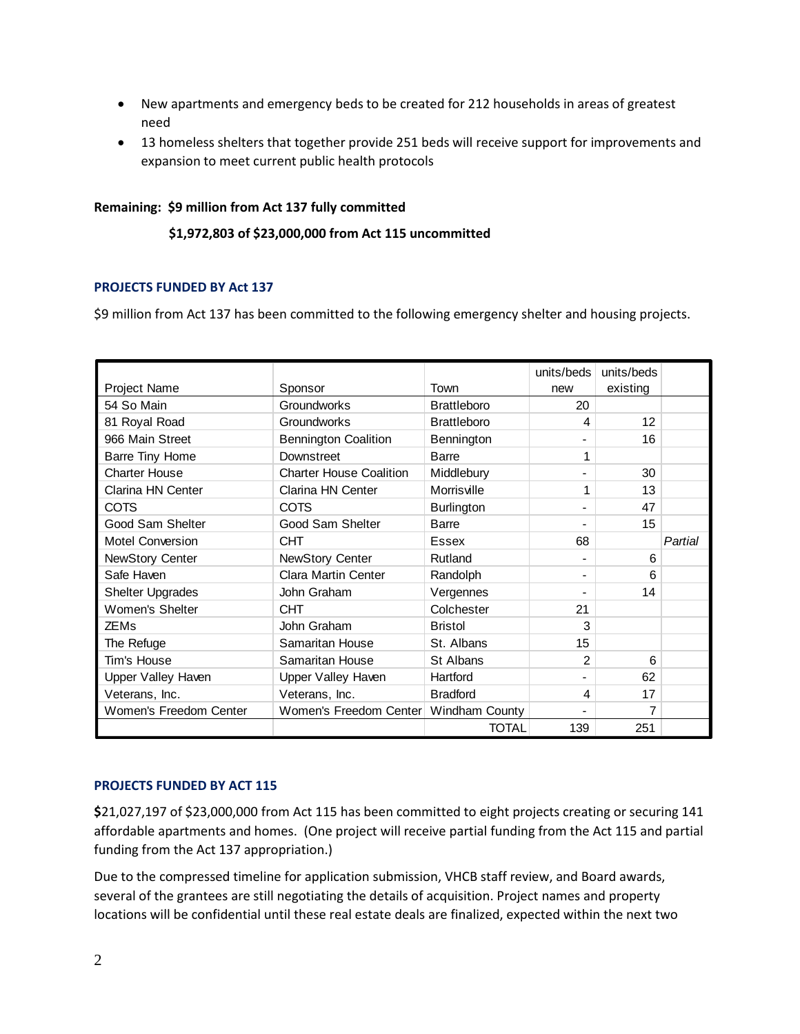- New apartments and emergency beds to be created for 212 households in areas of greatest need
- 13 homeless shelters that together provide 251 beds will receive support for improvements and expansion to meet current public health protocols

**Remaining: $9 million from Act 137 fully committed**

**$1,972,803 of $23,000,000 from Act 115 uncommitted**

### PROJECTS FUNDED BY Act 137

$9 million from Act 137 has been committed to the following emergency shelter and housing projects.

| Project Name | Sponsor | Town | units/beds new | units/beds existing | |
|---|---|---|---|---|---|
| 54 So Main | Groundworks | Brattleboro | 20 | | |
| 81 Royal Road | Groundworks | Brattleboro | 4 | 12 | |
| 966 Main Street | Bennington Coalition | Bennington | - | 16 | |
| Barre Tiny Home | Downstreet | Barre | 1 | | |
| Charter House | Charter House Coalition | Middlebury | - | 30 | |
| Clarina HN Center | Clarina HN Center | Morrisville | 1 | 13 | |
| COTS | COTS | Burlington | - | 47 | |
| Good Sam Shelter | Good Sam Shelter | Barre | - | 15 | |
| Motel Conversion | CHT | Essex | 68 | | *Partial* |
| NewStory Center | NewStory Center | Rutland | - | 6 | |
| Safe Haven | Clara Martin Center | Randolph | - | 6 | |
| Shelter Upgrades | John Graham | Vergennes | - | 14 | |
| Women's Shelter | CHT | Colchester | 21 | | |
| ZEMs | John Graham | Bristol | 3 | | |
| The Refuge | Samaritan House | St. Albans | 15 | | |
| Tim's House | Samaritan House | St Albans | 2 | 6 | |
| Upper Valley Haven | Upper Valley Haven | Hartford | - | 62 | |
| Veterans, Inc. | Veterans, Inc. | Bradford | 4 | 17 | |
| Women's Freedom Center | Women's Freedom Center | Windham County | - | 7 | |
| | | TOTAL | 139 | 251 | |

### PROJECTS FUNDED BY ACT 115

**$**21,027,197 of $23,000,000 from Act 115 has been committed to eight projects creating or securing 141 affordable apartments and homes. (One project will receive partial funding from the Act 115 and partial funding from the Act 137 appropriation.)

Due to the compressed timeline for application submission, VHCB staff review, and Board awards, several of the grantees are still negotiating the details of acquisition. Project names and property locations will be confidential until these real estate deals are finalized, expected within the next two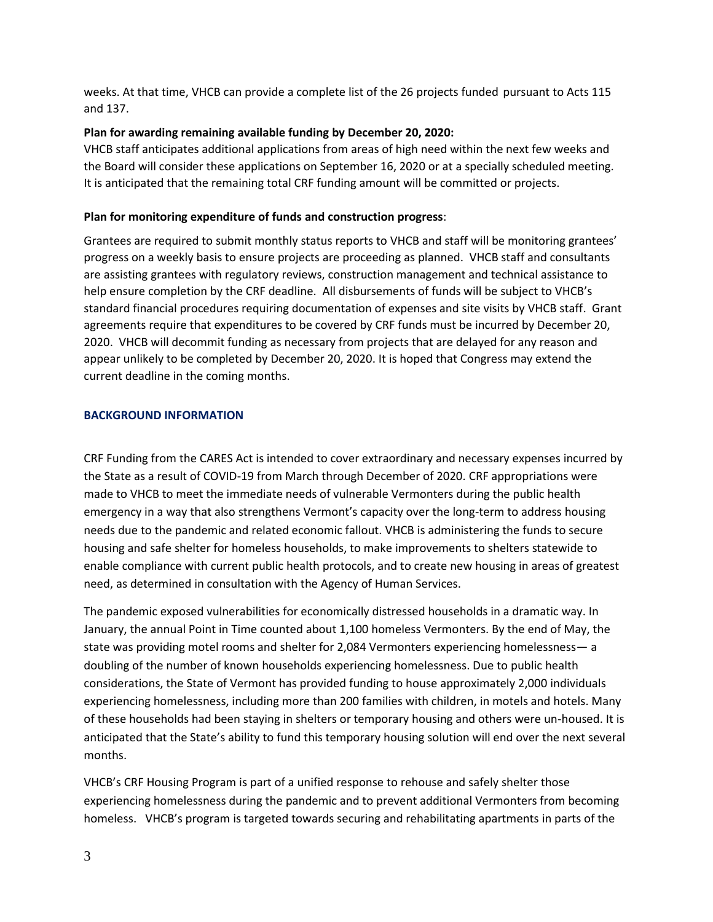weeks. At that time, VHCB can provide a complete list of the 26 projects funded pursuant to Acts 115 and 137.

**Plan for awarding remaining available funding by December 20, 2020:**

VHCB staff anticipates additional applications from areas of high need within the next few weeks and the Board will consider these applications on September 16, 2020 or at a specially scheduled meeting. It is anticipated that the remaining total CRF funding amount will be committed or projects.

**Plan for monitoring expenditure of funds and construction progress**:

Grantees are required to submit monthly status reports to VHCB and staff will be monitoring grantees' progress on a weekly basis to ensure projects are proceeding as planned. VHCB staff and consultants are assisting grantees with regulatory reviews, construction management and technical assistance to help ensure completion by the CRF deadline. All disbursements of funds will be subject to VHCB's standard financial procedures requiring documentation of expenses and site visits by VHCB staff. Grant agreements require that expenditures to be covered by CRF funds must be incurred by December 20, 2020. VHCB will decommit funding as necessary from projects that are delayed for any reason and appear unlikely to be completed by December 20, 2020. It is hoped that Congress may extend the current deadline in the coming months.

## BACKGROUND INFORMATION

CRF Funding from the CARES Act is intended to cover extraordinary and necessary expenses incurred by the State as a result of COVID-19 from March through December of 2020. CRF appropriations were made to VHCB to meet the immediate needs of vulnerable Vermonters during the public health emergency in a way that also strengthens Vermont's capacity over the long-term to address housing needs due to the pandemic and related economic fallout. VHCB is administering the funds to secure housing and safe shelter for homeless households, to make improvements to shelters statewide to enable compliance with current public health protocols, and to create new housing in areas of greatest need, as determined in consultation with the Agency of Human Services.

The pandemic exposed vulnerabilities for economically distressed households in a dramatic way. In January, the annual Point in Time counted about 1,100 homeless Vermonters. By the end of May, the state was providing motel rooms and shelter for 2,084 Vermonters experiencing homelessness— a doubling of the number of known households experiencing homelessness. Due to public health considerations, the State of Vermont has provided funding to house approximately 2,000 individuals experiencing homelessness, including more than 200 families with children, in motels and hotels. Many of these households had been staying in shelters or temporary housing and others were un-housed. It is anticipated that the State's ability to fund this temporary housing solution will end over the next several months.

VHCB's CRF Housing Program is part of a unified response to rehouse and safely shelter those experiencing homelessness during the pandemic and to prevent additional Vermonters from becoming homeless. VHCB's program is targeted towards securing and rehabilitating apartments in parts of the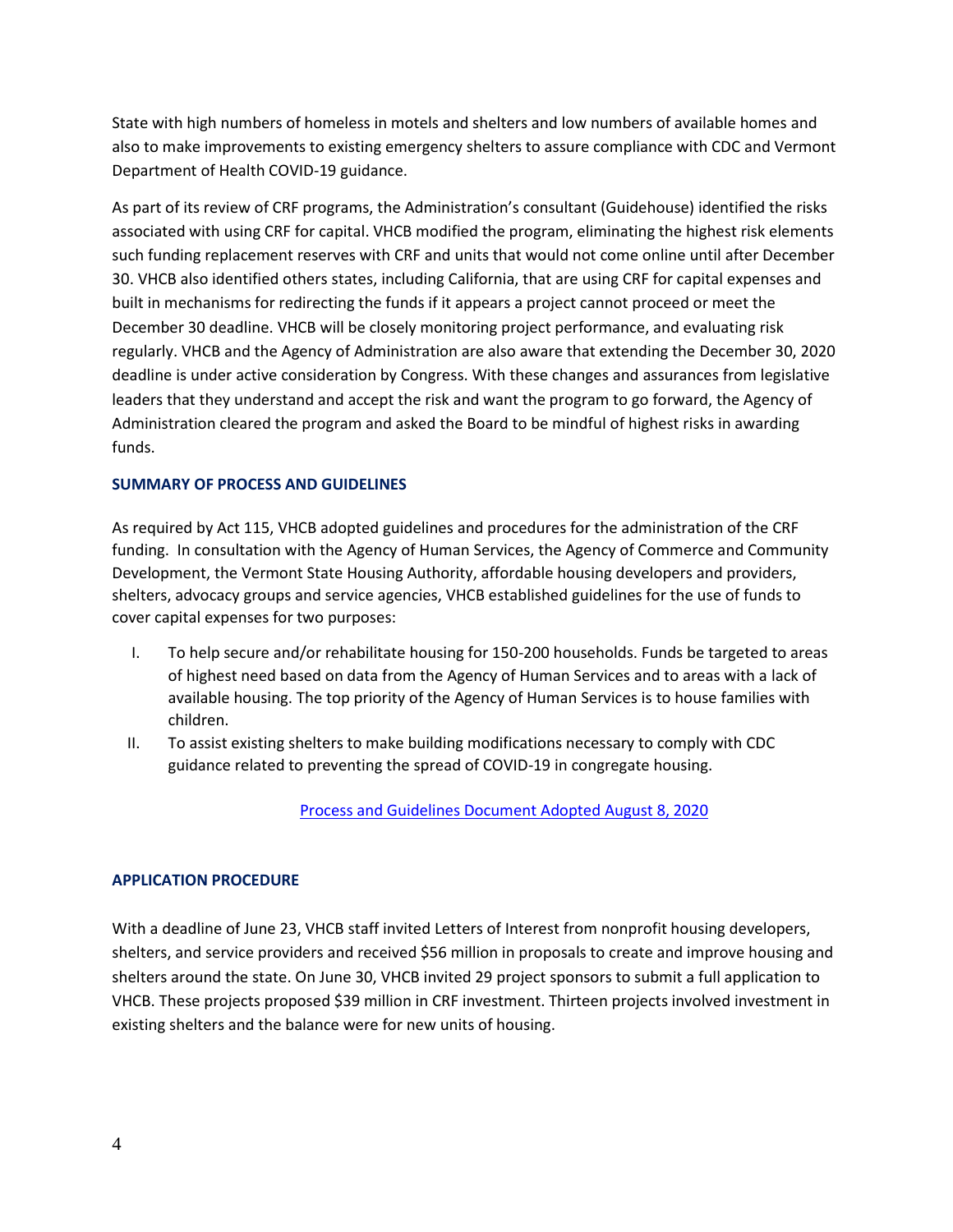State with high numbers of homeless in motels and shelters and low numbers of available homes and also to make improvements to existing emergency shelters to assure compliance with CDC and Vermont Department of Health COVID-19 guidance.

As part of its review of CRF programs, the Administration's consultant (Guidehouse) identified the risks associated with using CRF for capital. VHCB modified the program, eliminating the highest risk elements such funding replacement reserves with CRF and units that would not come online until after December 30. VHCB also identified others states, including California, that are using CRF for capital expenses and built in mechanisms for redirecting the funds if it appears a project cannot proceed or meet the December 30 deadline. VHCB will be closely monitoring project performance, and evaluating risk regularly. VHCB and the Agency of Administration are also aware that extending the December 30, 2020 deadline is under active consideration by Congress. With these changes and assurances from legislative leaders that they understand and accept the risk and want the program to go forward, the Agency of Administration cleared the program and asked the Board to be mindful of highest risks in awarding funds.

### SUMMARY OF PROCESS AND GUIDELINES

As required by Act 115, VHCB adopted guidelines and procedures for the administration of the CRF funding. In consultation with the Agency of Human Services, the Agency of Commerce and Community Development, the Vermont State Housing Authority, affordable housing developers and providers, shelters, advocacy groups and service agencies, VHCB established guidelines for the use of funds to cover capital expenses for two purposes:

I. To help secure and/or rehabilitate housing for 150-200 households. Funds be targeted to areas of highest need based on data from the Agency of Human Services and to areas with a lack of available housing. The top priority of the Agency of Human Services is to house families with children.

II. To assist existing shelters to make building modifications necessary to comply with CDC guidance related to preventing the spread of COVID-19 in congregate housing.

Process and Guidelines Document Adopted August 8, 2020

### APPLICATION PROCEDURE

With a deadline of June 23, VHCB staff invited Letters of Interest from nonprofit housing developers, shelters, and service providers and received \$56 million in proposals to create and improve housing and shelters around the state. On June 30, VHCB invited 29 project sponsors to submit a full application to VHCB. These projects proposed \$39 million in CRF investment. Thirteen projects involved investment in existing shelters and the balance were for new units of housing.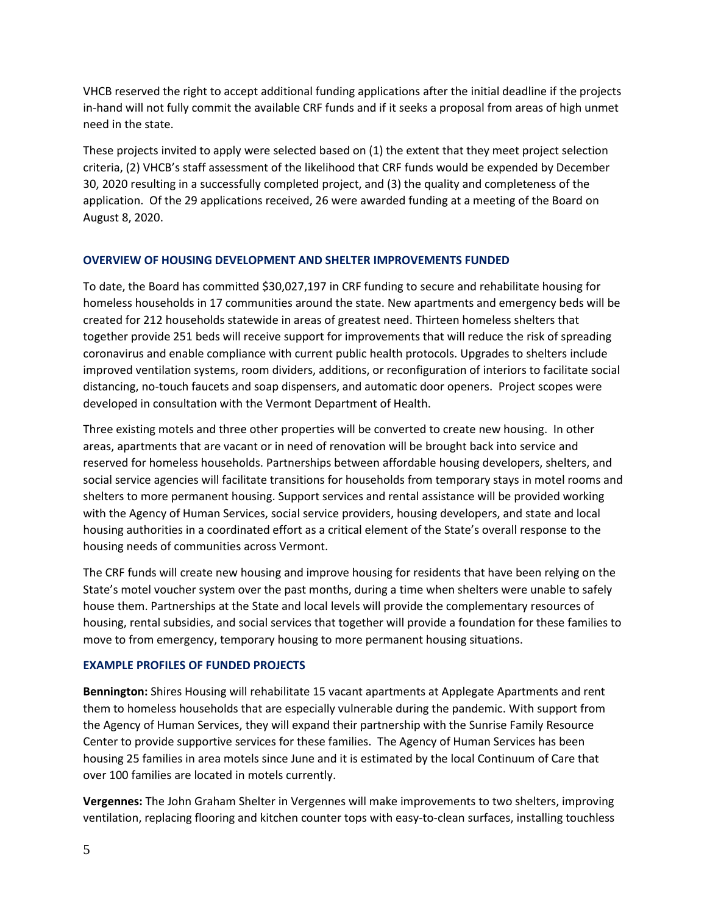VHCB reserved the right to accept additional funding applications after the initial deadline if the projects in-hand will not fully commit the available CRF funds and if it seeks a proposal from areas of high unmet need in the state.

These projects invited to apply were selected based on (1) the extent that they meet project selection criteria, (2) VHCB's staff assessment of the likelihood that CRF funds would be expended by December 30, 2020 resulting in a successfully completed project, and (3) the quality and completeness of the application. Of the 29 applications received, 26 were awarded funding at a meeting of the Board on August 8, 2020.

## OVERVIEW OF HOUSING DEVELOPMENT AND SHELTER IMPROVEMENTS FUNDED

To date, the Board has committed $30,027,197 in CRF funding to secure and rehabilitate housing for homeless households in 17 communities around the state. New apartments and emergency beds will be created for 212 households statewide in areas of greatest need. Thirteen homeless shelters that together provide 251 beds will receive support for improvements that will reduce the risk of spreading coronavirus and enable compliance with current public health protocols. Upgrades to shelters include improved ventilation systems, room dividers, additions, or reconfiguration of interiors to facilitate social distancing, no-touch faucets and soap dispensers, and automatic door openers. Project scopes were developed in consultation with the Vermont Department of Health.

Three existing motels and three other properties will be converted to create new housing. In other areas, apartments that are vacant or in need of renovation will be brought back into service and reserved for homeless households. Partnerships between affordable housing developers, shelters, and social service agencies will facilitate transitions for households from temporary stays in motel rooms and shelters to more permanent housing. Support services and rental assistance will be provided working with the Agency of Human Services, social service providers, housing developers, and state and local housing authorities in a coordinated effort as a critical element of the State's overall response to the housing needs of communities across Vermont.

The CRF funds will create new housing and improve housing for residents that have been relying on the State's motel voucher system over the past months, during a time when shelters were unable to safely house them. Partnerships at the State and local levels will provide the complementary resources of housing, rental subsidies, and social services that together will provide a foundation for these families to move to from emergency, temporary housing to more permanent housing situations.

## EXAMPLE PROFILES OF FUNDED PROJECTS

**Bennington:** Shires Housing will rehabilitate 15 vacant apartments at Applegate Apartments and rent them to homeless households that are especially vulnerable during the pandemic. With support from the Agency of Human Services, they will expand their partnership with the Sunrise Family Resource Center to provide supportive services for these families. The Agency of Human Services has been housing 25 families in area motels since June and it is estimated by the local Continuum of Care that over 100 families are located in motels currently.

**Vergennes:** The John Graham Shelter in Vergennes will make improvements to two shelters, improving ventilation, replacing flooring and kitchen counter tops with easy-to-clean surfaces, installing touchless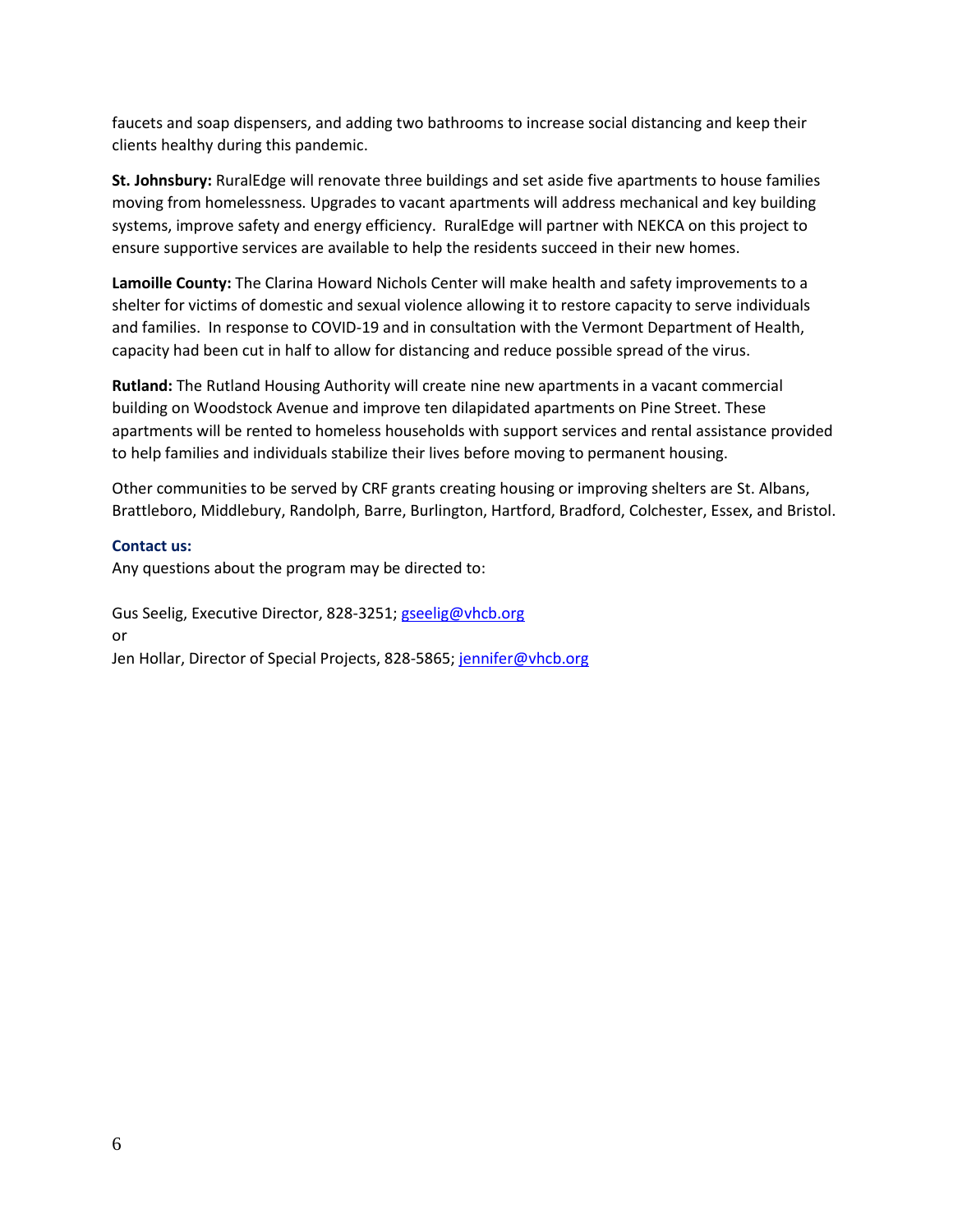faucets and soap dispensers, and adding two bathrooms to increase social distancing and keep their clients healthy during this pandemic.

**St. Johnsbury:** RuralEdge will renovate three buildings and set aside five apartments to house families moving from homelessness. Upgrades to vacant apartments will address mechanical and key building systems, improve safety and energy efficiency. RuralEdge will partner with NEKCA on this project to ensure supportive services are available to help the residents succeed in their new homes.

**Lamoille County:** The Clarina Howard Nichols Center will make health and safety improvements to a shelter for victims of domestic and sexual violence allowing it to restore capacity to serve individuals and families. In response to COVID-19 and in consultation with the Vermont Department of Health, capacity had been cut in half to allow for distancing and reduce possible spread of the virus.

**Rutland:** The Rutland Housing Authority will create nine new apartments in a vacant commercial building on Woodstock Avenue and improve ten dilapidated apartments on Pine Street. These apartments will be rented to homeless households with support services and rental assistance provided to help families and individuals stabilize their lives before moving to permanent housing.

Other communities to be served by CRF grants creating housing or improving shelters are St. Albans, Brattleboro, Middlebury, Randolph, Barre, Burlington, Hartford, Bradford, Colchester, Essex, and Bristol.

**Contact us:**

Any questions about the program may be directed to:

Gus Seelig, Executive Director, 828-3251; gseelig@vhcb.org
or
Jen Hollar, Director of Special Projects, 828-5865; jennifer@vhcb.org